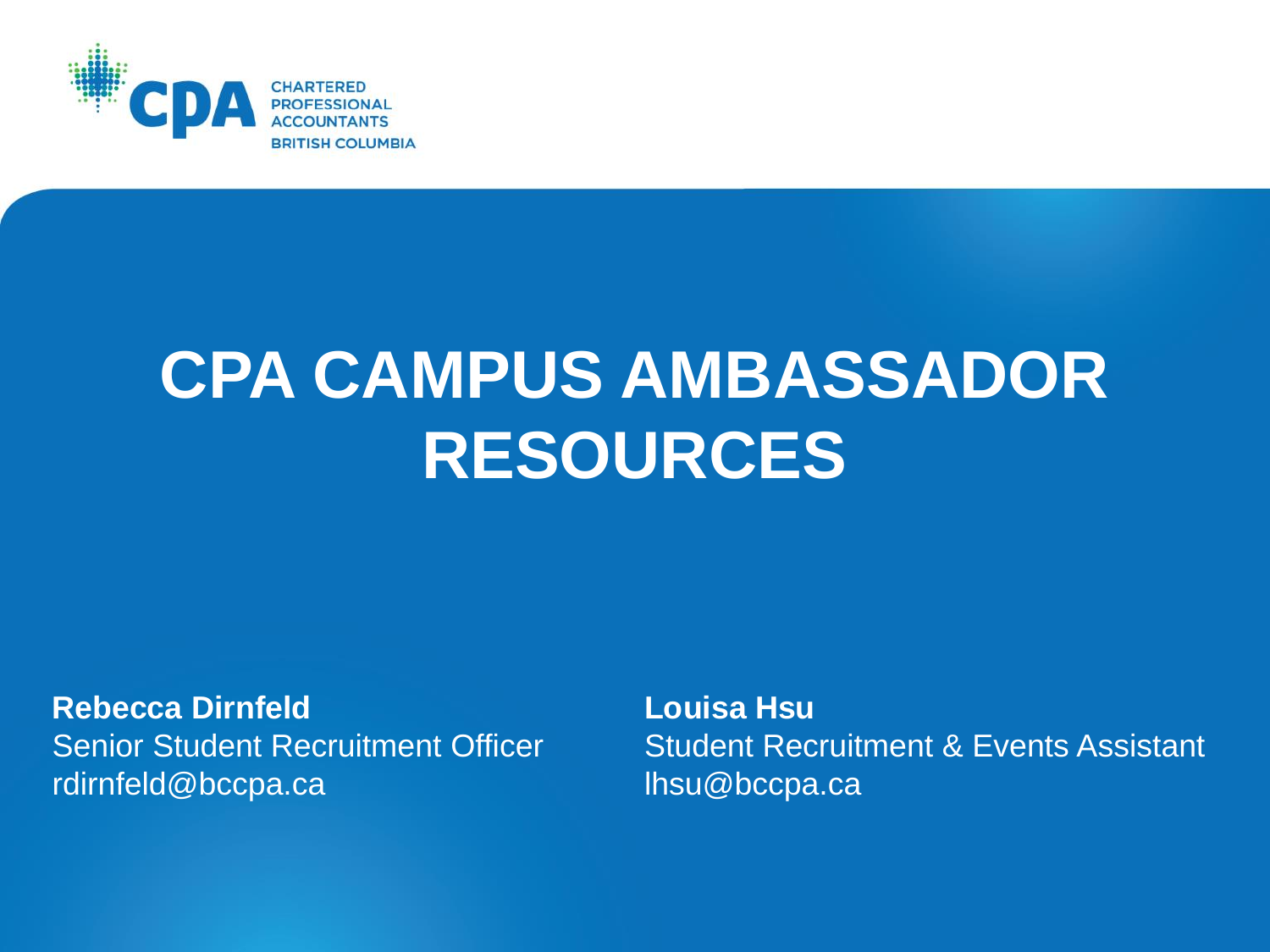CHARTERED PROFESSIONAL ACCOUNTANTS BRITISH COLUMBIA

# CPA CAMPUS AMBASSADOR RESOURCES

**Rebecca Dirnfeld**
Senior Student Recruitment Officer
rdirnfeld@bccpa.ca

**Louisa Hsu**
Student Recruitment & Events Assistant
lhsu@bccpa.ca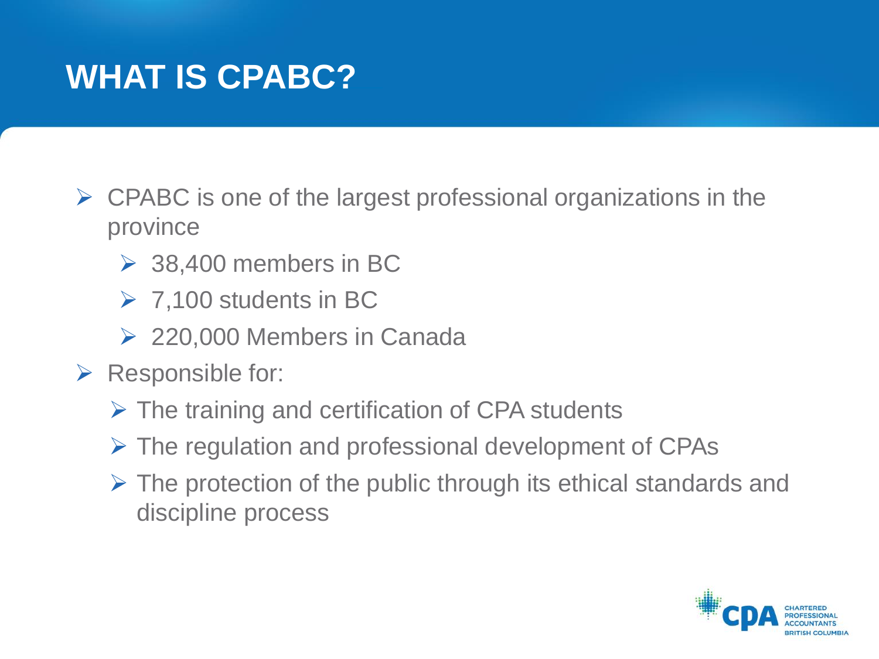# WHAT IS CPABC?

- CPABC is one of the largest professional organizations in the province
  - 38,400 members in BC
  - 7,100 students in BC
  - 220,000 Members in Canada
- Responsible for:
  - The training and certification of CPA students
  - The regulation and professional development of CPAs
  - The protection of the public through its ethical standards and discipline process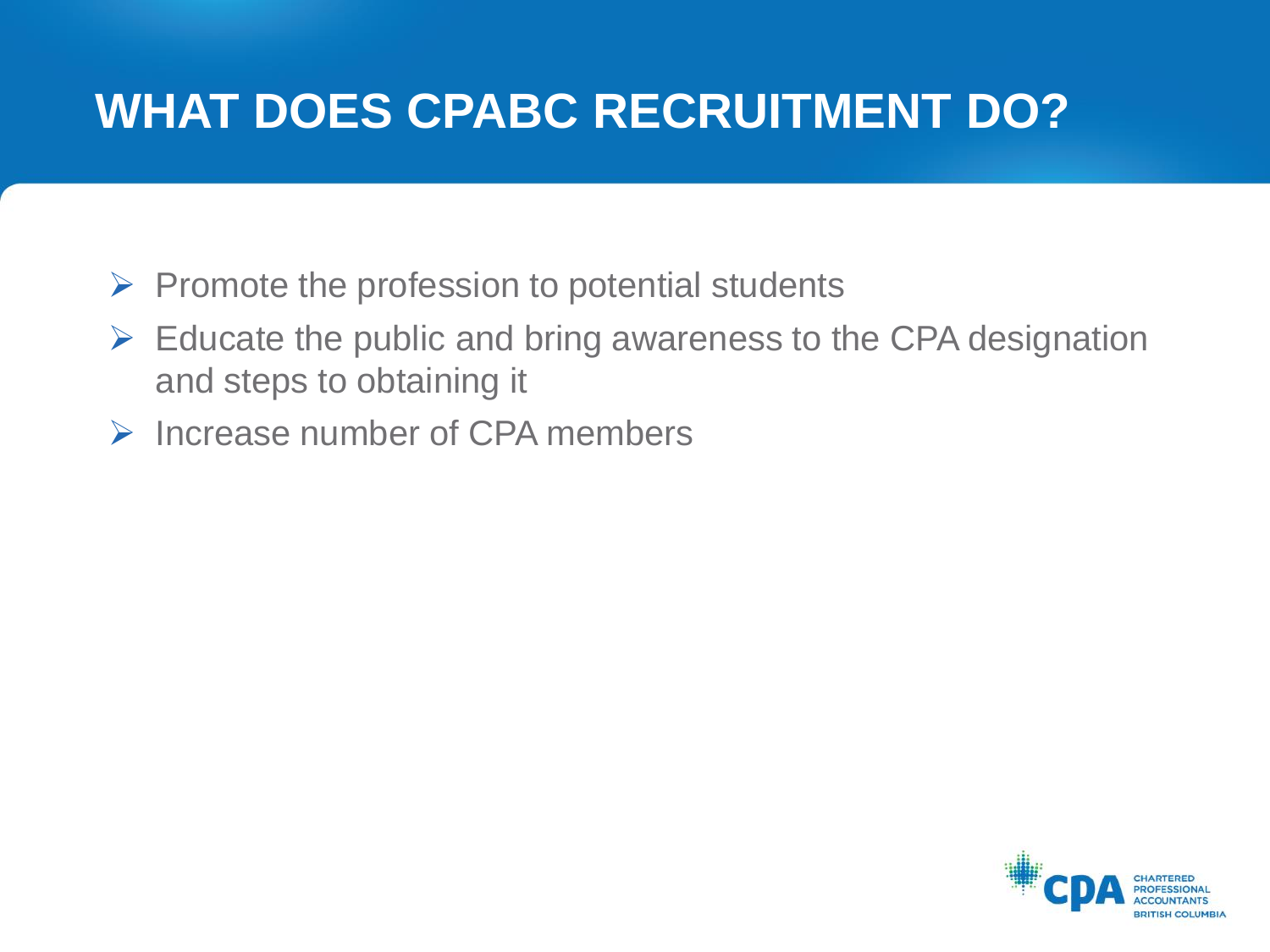# WHAT DOES CPABC RECRUITMENT DO?

- Promote the profession to potential students
- Educate the public and bring awareness to the CPA designation and steps to obtaining it
- Increase number of CPA members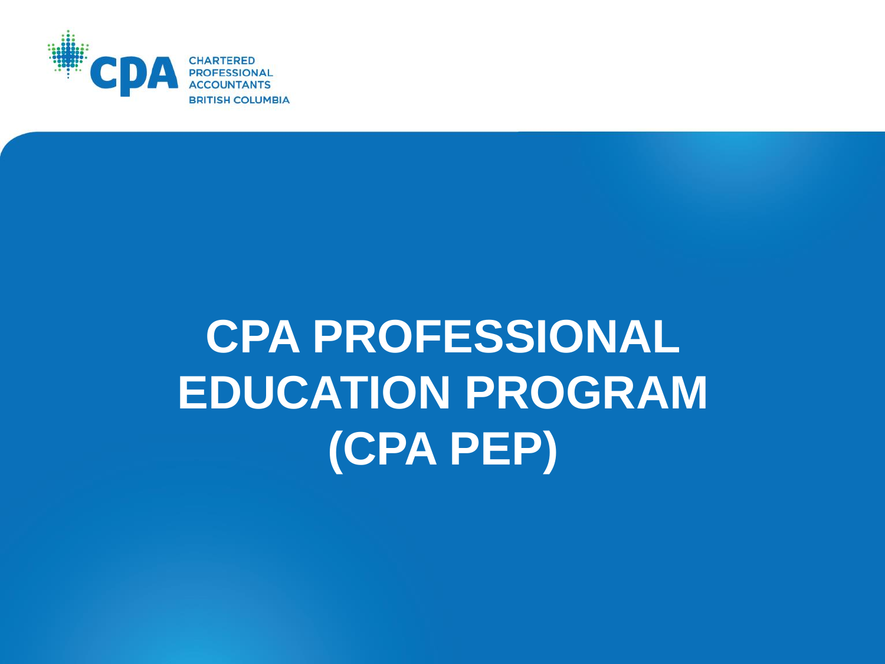CHARTERED PROFESSIONAL ACCOUNTANTS BRITISH COLUMBIA

# CPA PROFESSIONAL EDUCATION PROGRAM (CPA PEP)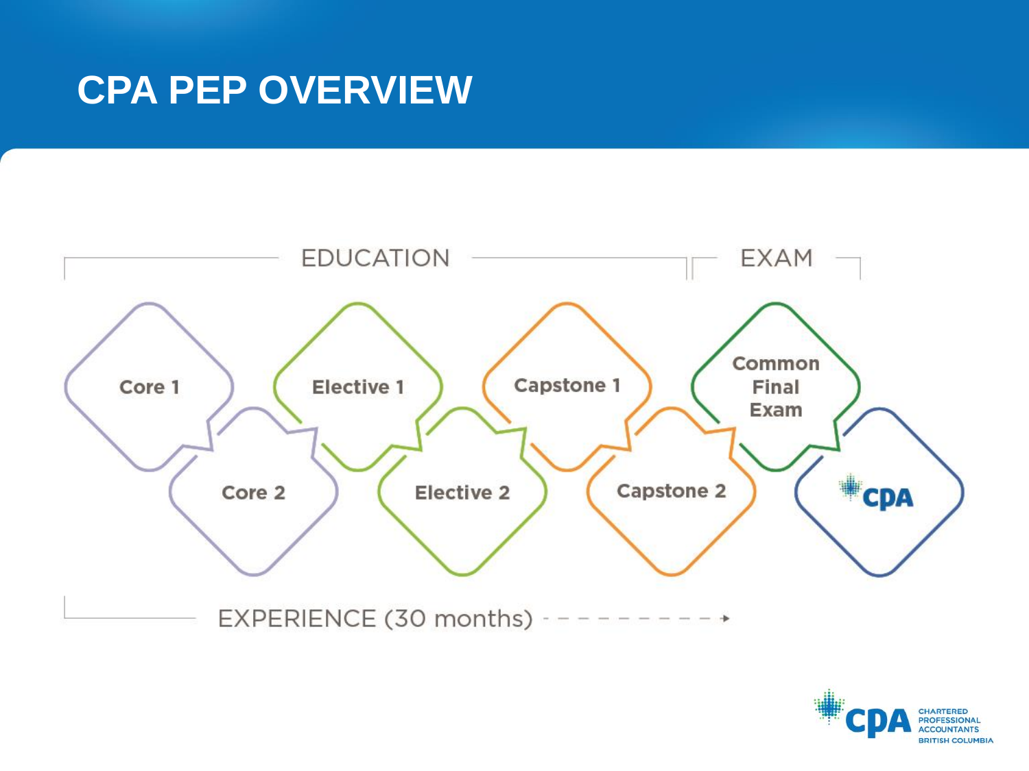# CPA PEP OVERVIEW

EDUCATION | EXAM

Core 1

Core 2

Elective 1

Elective 2

Capstone 1

Capstone 2

Common Final Exam

CPA

EXPERIENCE (30 months)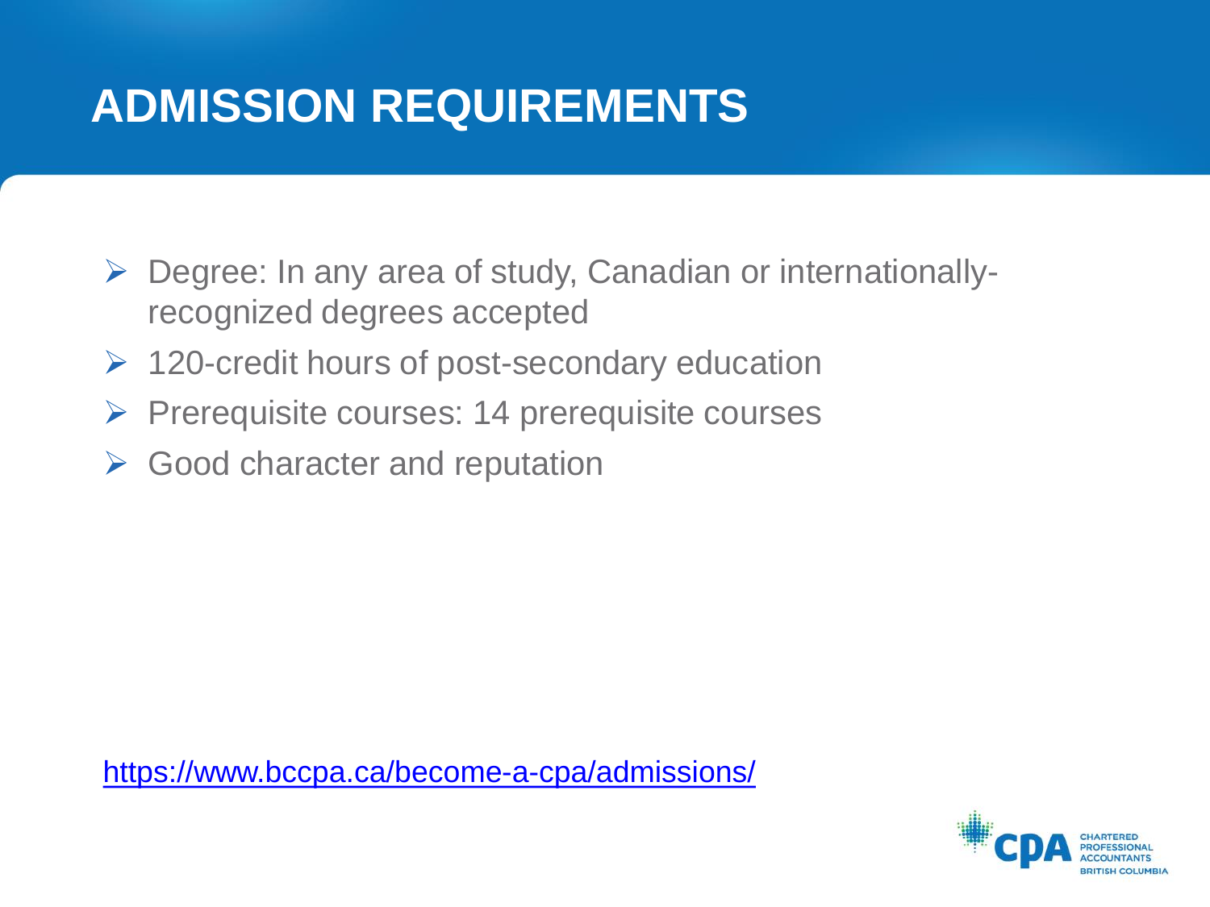# ADMISSION REQUIREMENTS

- Degree: In any area of study, Canadian or internationally-recognized degrees accepted
- 120-credit hours of post-secondary education
- Prerequisite courses: 14 prerequisite courses
- Good character and reputation

https://www.bccpa.ca/become-a-cpa/admissions/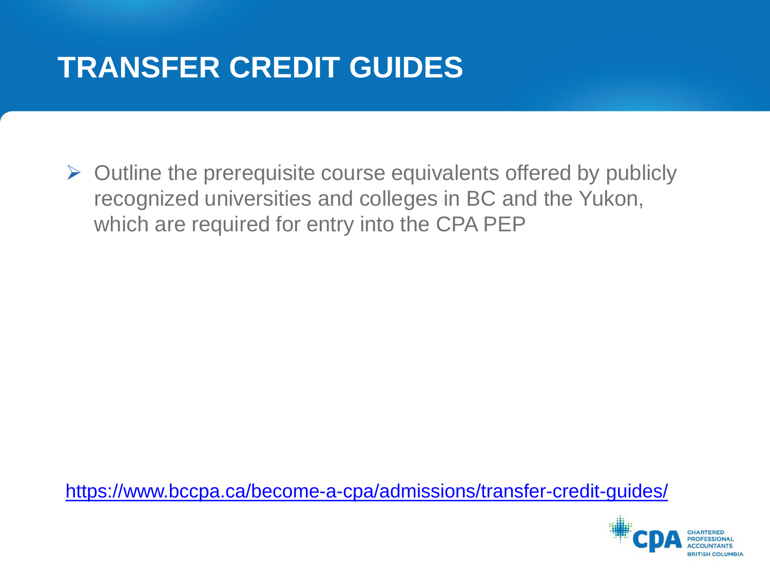# TRANSFER CREDIT GUIDES

- Outline the prerequisite course equivalents offered by publicly recognized universities and colleges in BC and the Yukon, which are required for entry into the CPA PEP

https://www.bccpa.ca/become-a-cpa/admissions/transfer-credit-guides/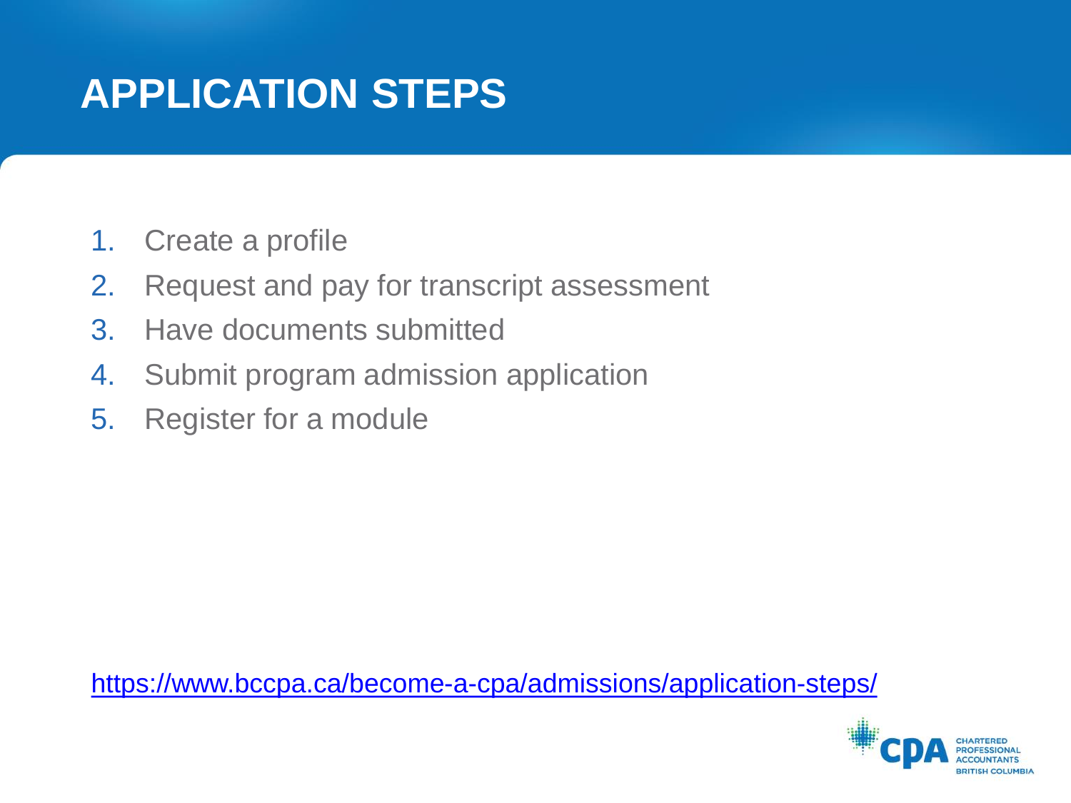# APPLICATION STEPS

1. Create a profile
2. Request and pay for transcript assessment
3. Have documents submitted
4. Submit program admission application
5. Register for a module

https://www.bccpa.ca/become-a-cpa/admissions/application-steps/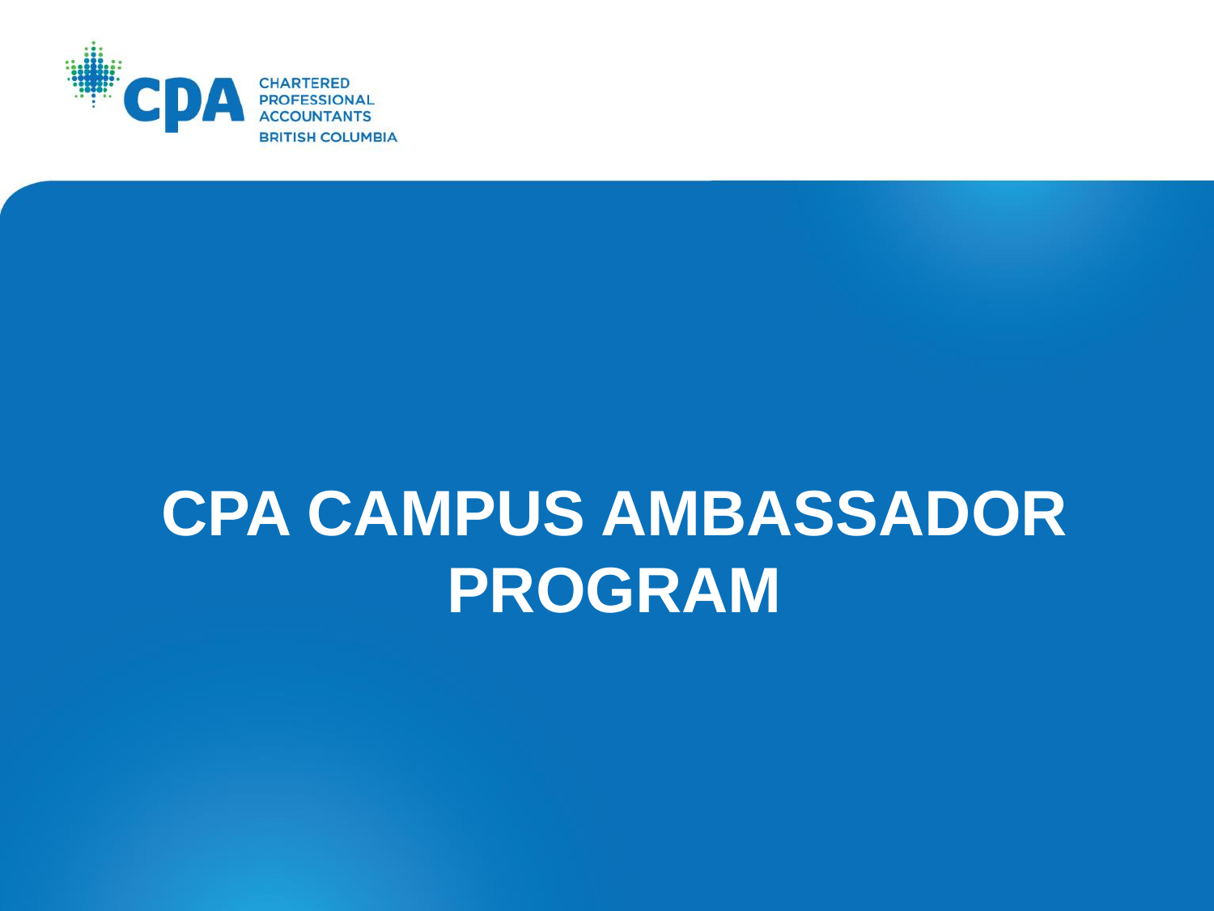CHARTERED PROFESSIONAL ACCOUNTANTS BRITISH COLUMBIA

# CPA CAMPUS AMBASSADOR PROGRAM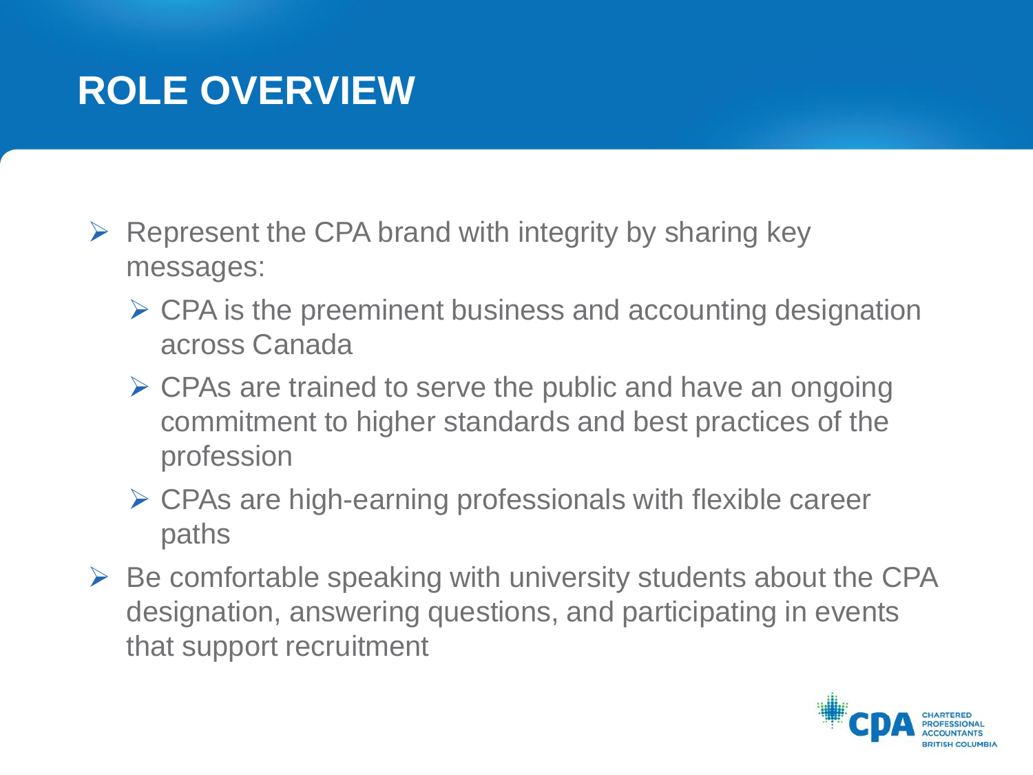# ROLE OVERVIEW

- Represent the CPA brand with integrity by sharing key messages:
  - CPA is the preeminent business and accounting designation across Canada
  - CPAs are trained to serve the public and have an ongoing commitment to higher standards and best practices of the profession
  - CPAs are high-earning professionals with flexible career paths
- Be comfortable speaking with university students about the CPA designation, answering questions, and participating in events that support recruitment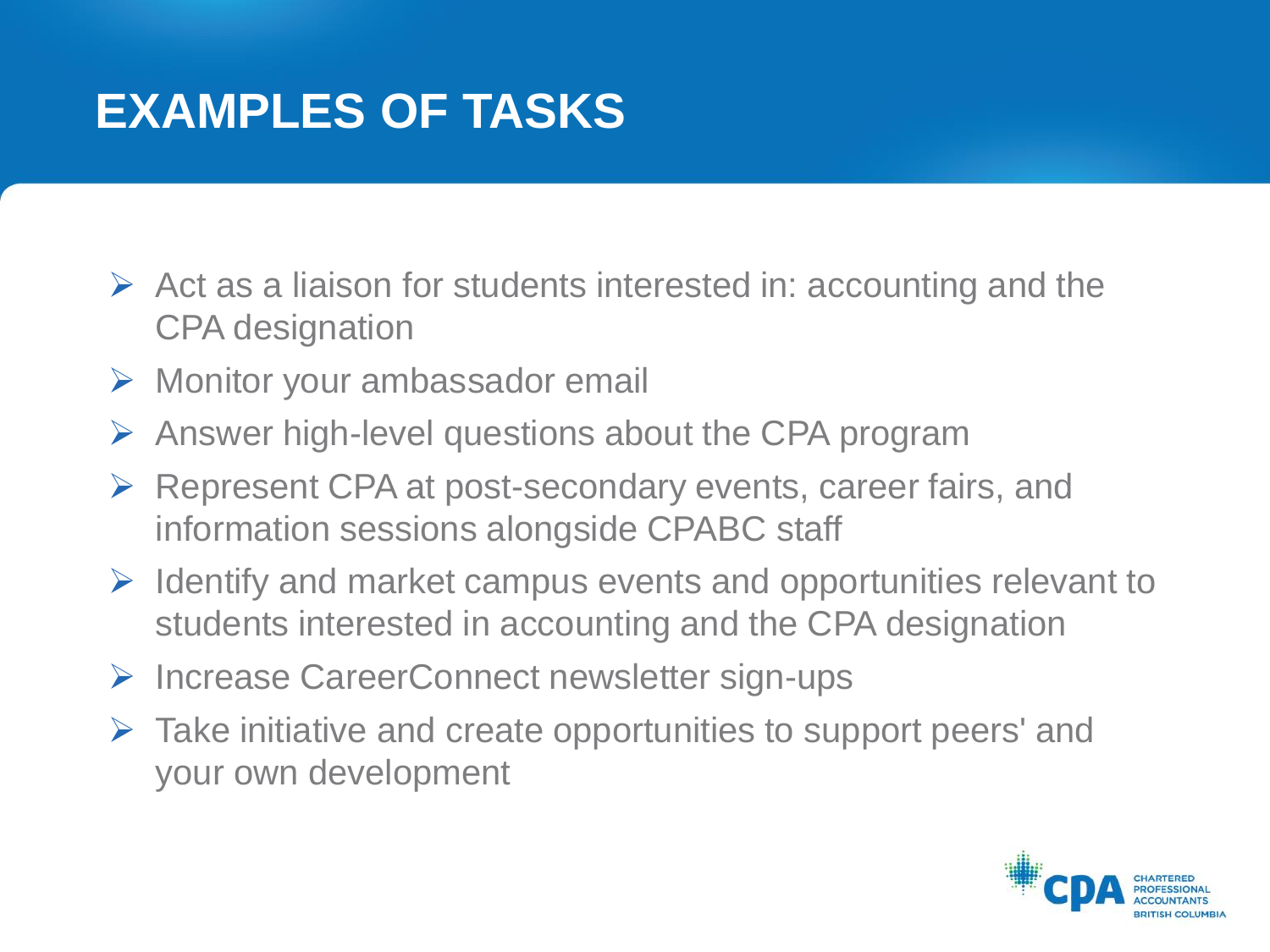# EXAMPLES OF TASKS

- Act as a liaison for students interested in: accounting and the CPA designation
- Monitor your ambassador email
- Answer high-level questions about the CPA program
- Represent CPA at post-secondary events, career fairs, and information sessions alongside CPABC staff
- Identify and market campus events and opportunities relevant to students interested in accounting and the CPA designation
- Increase CareerConnect newsletter sign-ups
- Take initiative and create opportunities to support peers' and your own development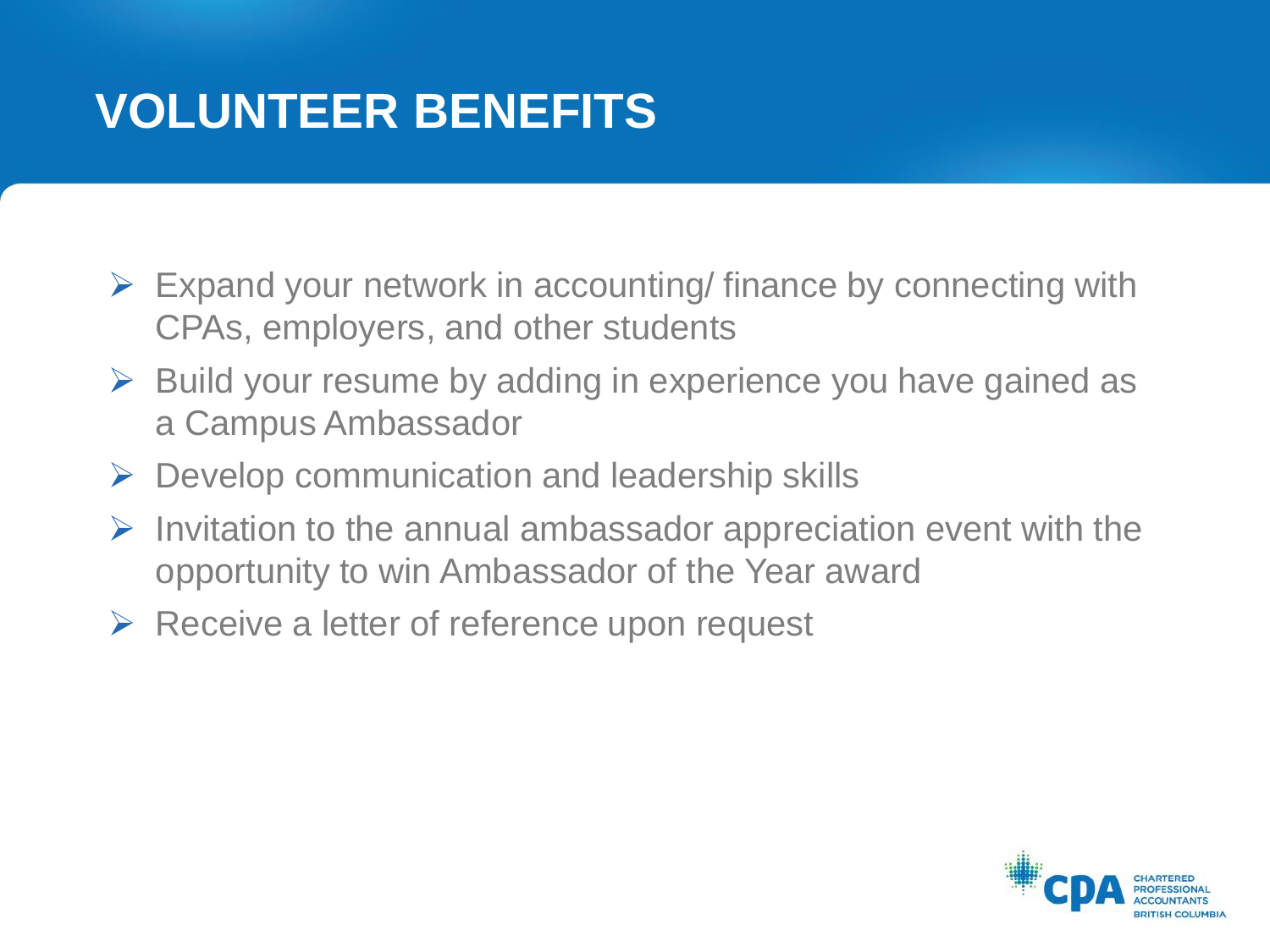# VOLUNTEER BENEFITS

- Expand your network in accounting/ finance by connecting with CPAs, employers, and other students
- Build your resume by adding in experience you have gained as a Campus Ambassador
- Develop communication and leadership skills
- Invitation to the annual ambassador appreciation event with the opportunity to win Ambassador of the Year award
- Receive a letter of reference upon request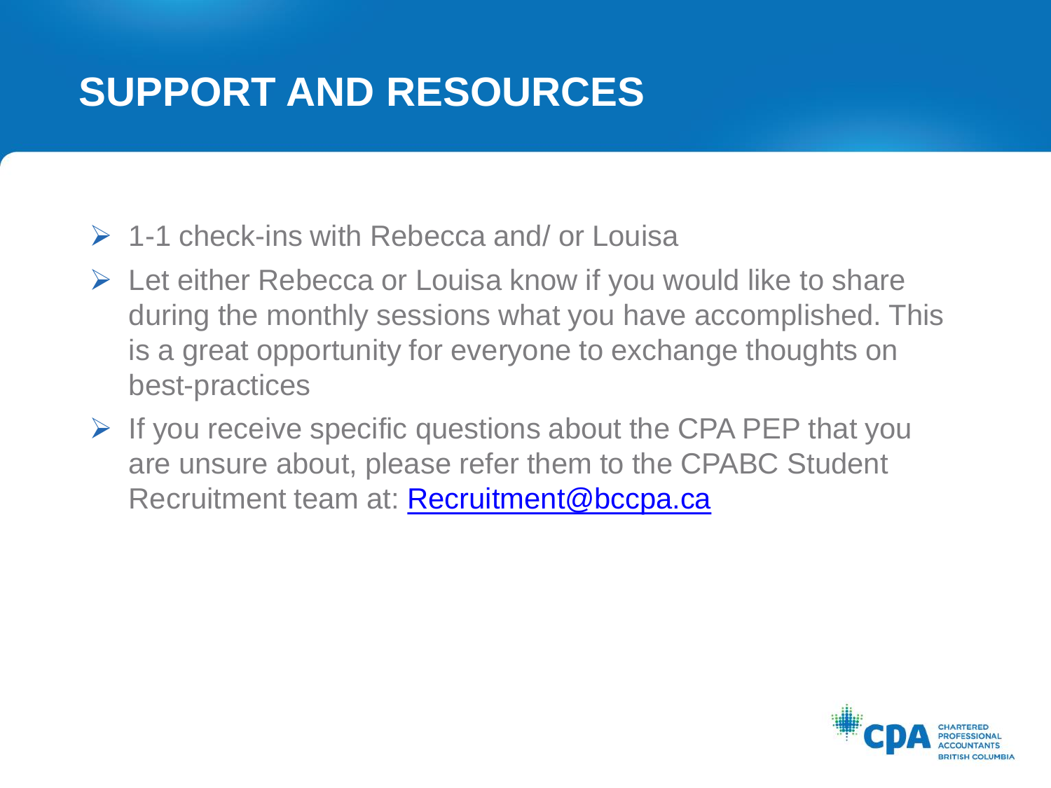# SUPPORT AND RESOURCES

- 1-1 check-ins with Rebecca and/ or Louisa
- Let either Rebecca or Louisa know if you would like to share during the monthly sessions what you have accomplished. This is a great opportunity for everyone to exchange thoughts on best-practices
- If you receive specific questions about the CPA PEP that you are unsure about, please refer them to the CPABC Student Recruitment team at: [Recruitment@bccpa.ca](mailto:Recruitment@bccpa.ca)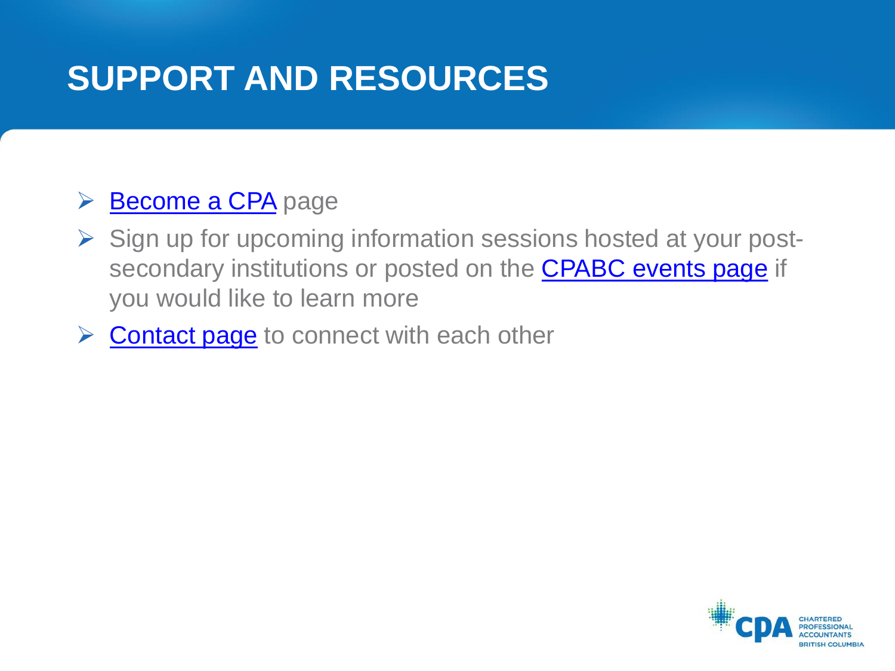# SUPPORT AND RESOURCES

- Become a CPA page
- Sign up for upcoming information sessions hosted at your post-secondary institutions or posted on the CPABC events page if you would like to learn more
- Contact page to connect with each other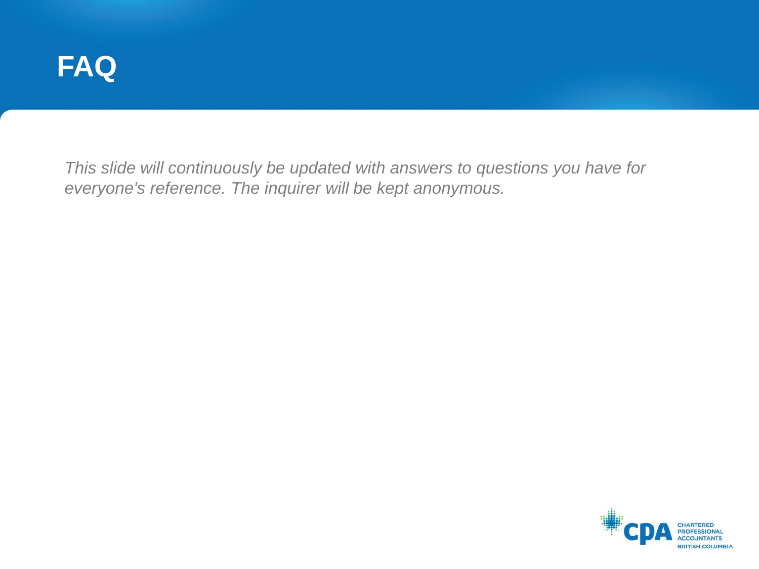# FAQ

*This slide will continuously be updated with answers to questions you have for everyone's reference. The inquirer will be kept anonymous.*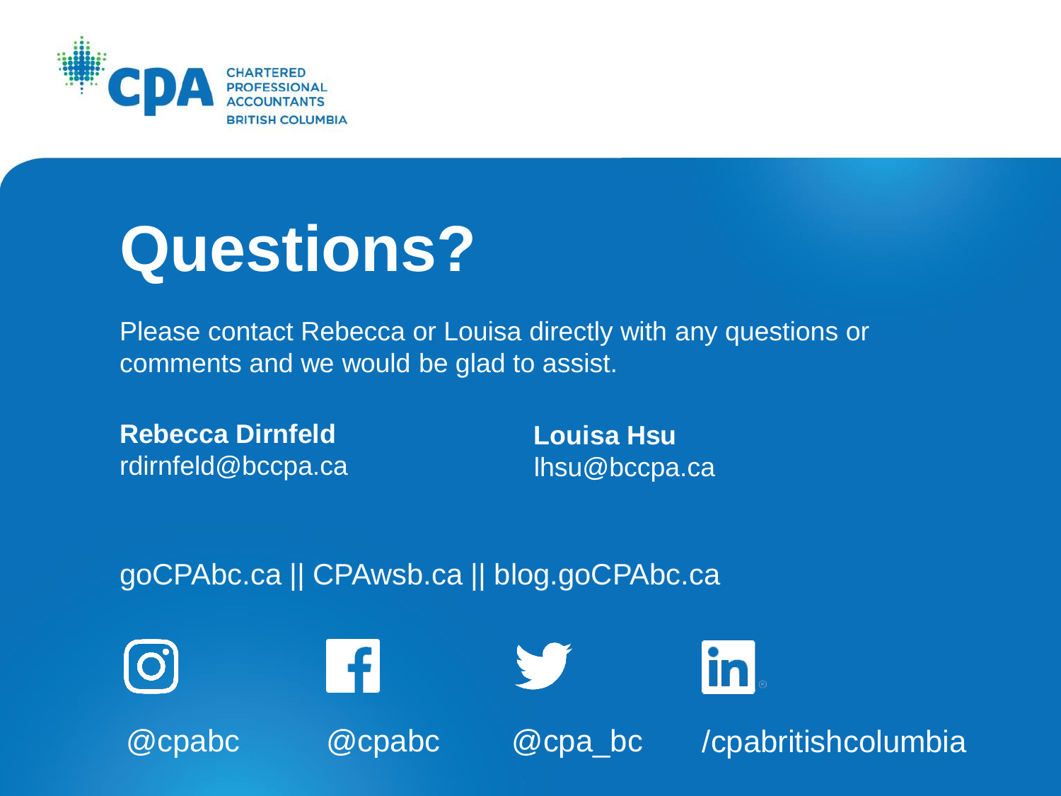CHARTERED PROFESSIONAL ACCOUNTANTS BRITISH COLUMBIA

# Questions?

Please contact Rebecca or Louisa directly with any questions or comments and we would be glad to assist.

**Rebecca Dirnfeld**
rdirnfeld@bccpa.ca

**Louisa Hsu**
lhsu@bccpa.ca

goCPAbc.ca || CPAwsb.ca || blog.goCPAbc.ca

@cpabc

@cpabc

@cpa_bc

/cpabritishcolumbia